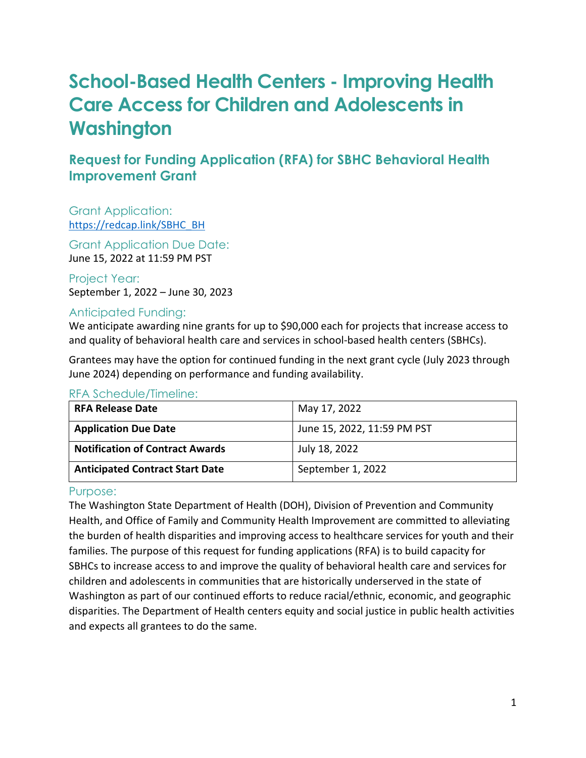# School-Based Health Centers - Improving Health Care Access for Children and Adolescents in Washington

## Request for Funding Application (RFA) for SBHC Behavioral Health Improvement Grant

### Grant Application:

https://redcap.link/SBHC_BH

### Grant Application Due Date:

June 15, 2022 at 11:59 PM PST

### Project Year:

September 1, 2022 – June 30, 2023

### Anticipated Funding:

We anticipate awarding nine grants for up to $90,000 each for projects that increase access to and quality of behavioral health care and services in school-based health centers (SBHCs).

Grantees may have the option for continued funding in the next grant cycle (July 2023 through June 2024) depending on performance and funding availability.

### RFA Schedule/Timeline:

| | |
|---|---|
| **RFA Release Date** | May 17, 2022 |
| **Application Due Date** | June 15, 2022, 11:59 PM PST |
| **Notification of Contract Awards** | July 18, 2022 |
| **Anticipated Contract Start Date** | September 1, 2022 |

### Purpose:

The Washington State Department of Health (DOH), Division of Prevention and Community Health, and Office of Family and Community Health Improvement are committed to alleviating the burden of health disparities and improving access to healthcare services for youth and their families. The purpose of this request for funding applications (RFA) is to build capacity for SBHCs to increase access to and improve the quality of behavioral health care and services for children and adolescents in communities that are historically underserved in the state of Washington as part of our continued efforts to reduce racial/ethnic, economic, and geographic disparities. The Department of Health centers equity and social justice in public health activities and expects all grantees to do the same.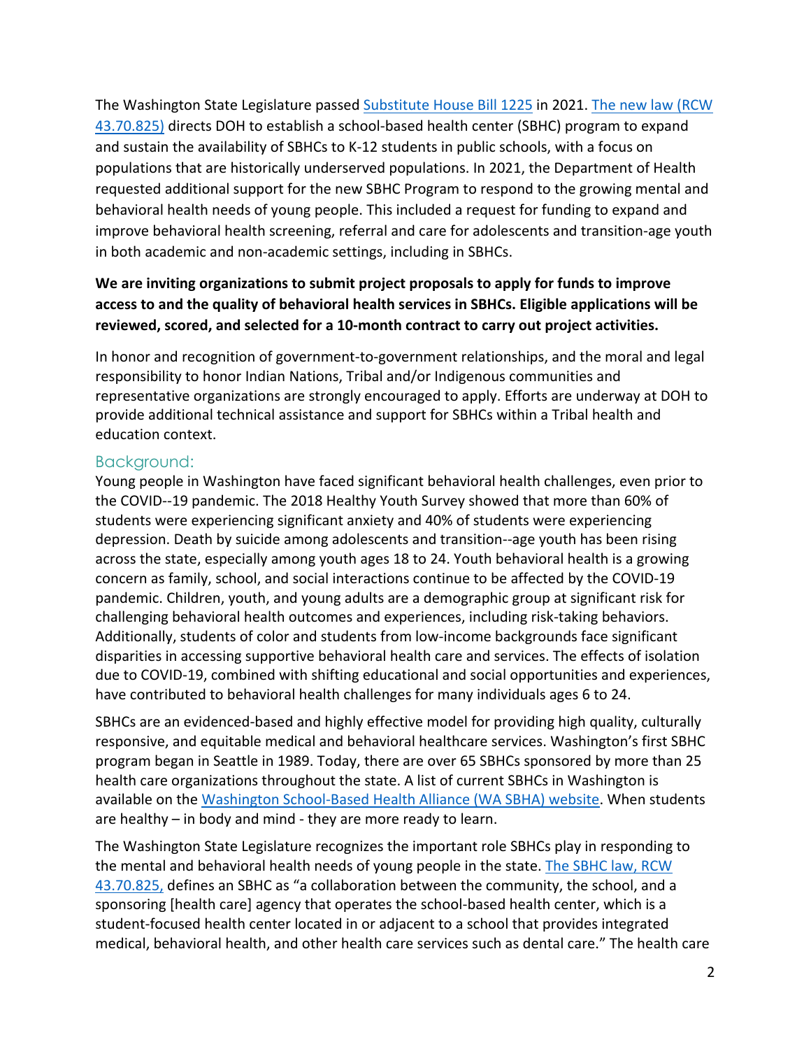The Washington State Legislature passed [Substitute House Bill 1225](#) in 2021. [The new law (RCW 43.70.825)](#) directs DOH to establish a school-based health center (SBHC) program to expand and sustain the availability of SBHCs to K-12 students in public schools, with a focus on populations that are historically underserved populations. In 2021, the Department of Health requested additional support for the new SBHC Program to respond to the growing mental and behavioral health needs of young people. This included a request for funding to expand and improve behavioral health screening, referral and care for adolescents and transition-age youth in both academic and non-academic settings, including in SBHCs.

**We are inviting organizations to submit project proposals to apply for funds to improve access to and the quality of behavioral health services in SBHCs. Eligible applications will be reviewed, scored, and selected for a 10-month contract to carry out project activities.**

In honor and recognition of government-to-government relationships, and the moral and legal responsibility to honor Indian Nations, Tribal and/or Indigenous communities and representative organizations are strongly encouraged to apply. Efforts are underway at DOH to provide additional technical assistance and support for SBHCs within a Tribal health and education context.

## Background:

Young people in Washington have faced significant behavioral health challenges, even prior to the COVID--19 pandemic. The 2018 Healthy Youth Survey showed that more than 60% of students were experiencing significant anxiety and 40% of students were experiencing depression. Death by suicide among adolescents and transition--age youth has been rising across the state, especially among youth ages 18 to 24. Youth behavioral health is a growing concern as family, school, and social interactions continue to be affected by the COVID-19 pandemic. Children, youth, and young adults are a demographic group at significant risk for challenging behavioral health outcomes and experiences, including risk-taking behaviors. Additionally, students of color and students from low-income backgrounds face significant disparities in accessing supportive behavioral health care and services. The effects of isolation due to COVID-19, combined with shifting educational and social opportunities and experiences, have contributed to behavioral health challenges for many individuals ages 6 to 24.

SBHCs are an evidenced-based and highly effective model for providing high quality, culturally responsive, and equitable medical and behavioral healthcare services. Washington's first SBHC program began in Seattle in 1989. Today, there are over 65 SBHCs sponsored by more than 25 health care organizations throughout the state. A list of current SBHCs in Washington is available on the [Washington School-Based Health Alliance (WA SBHA) website](#). When students are healthy – in body and mind - they are more ready to learn.

The Washington State Legislature recognizes the important role SBHCs play in responding to the mental and behavioral health needs of young people in the state. [The SBHC law, RCW 43.70.825,](#) defines an SBHC as "a collaboration between the community, the school, and a sponsoring [health care] agency that operates the school-based health center, which is a student-focused health center located in or adjacent to a school that provides integrated medical, behavioral health, and other health care services such as dental care." The health care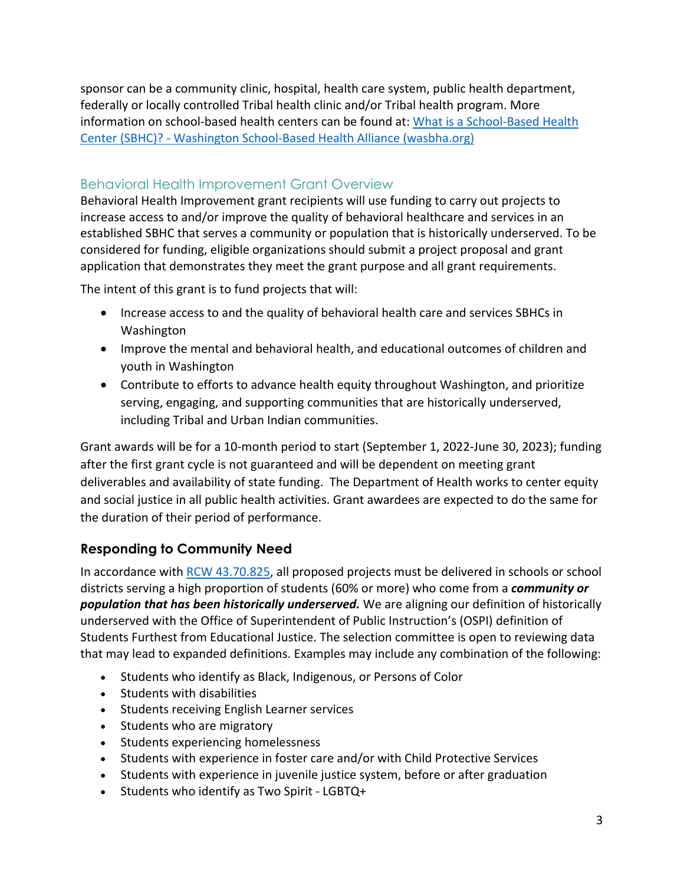sponsor can be a community clinic, hospital, health care system, public health department, federally or locally controlled Tribal health clinic and/or Tribal health program. More information on school-based health centers can be found at: [What is a School-Based Health Center (SBHC)? - Washington School-Based Health Alliance (wasbha.org)](https://wasbha.org)

## Behavioral Health Improvement Grant Overview

Behavioral Health Improvement grant recipients will use funding to carry out projects to increase access to and/or improve the quality of behavioral healthcare and services in an established SBHC that serves a community or population that is historically underserved. To be considered for funding, eligible organizations should submit a project proposal and grant application that demonstrates they meet the grant purpose and all grant requirements.

The intent of this grant is to fund projects that will:

- Increase access to and the quality of behavioral health care and services SBHCs in Washington
- Improve the mental and behavioral health, and educational outcomes of children and youth in Washington
- Contribute to efforts to advance health equity throughout Washington, and prioritize serving, engaging, and supporting communities that are historically underserved, including Tribal and Urban Indian communities.

Grant awards will be for a 10-month period to start (September 1, 2022-June 30, 2023); funding after the first grant cycle is not guaranteed and will be dependent on meeting grant deliverables and availability of state funding. The Department of Health works to center equity and social justice in all public health activities. Grant awardees are expected to do the same for the duration of their period of performance.

### Responding to Community Need

In accordance with RCW 43.70.825, all proposed projects must be delivered in schools or school districts serving a high proportion of students (60% or more) who come from a ***community or population that has been historically underserved.*** We are aligning our definition of historically underserved with the Office of Superintendent of Public Instruction's (OSPI) definition of Students Furthest from Educational Justice. The selection committee is open to reviewing data that may lead to expanded definitions. Examples may include any combination of the following:

- Students who identify as Black, Indigenous, or Persons of Color
- Students with disabilities
- Students receiving English Learner services
- Students who are migratory
- Students experiencing homelessness
- Students with experience in foster care and/or with Child Protective Services
- Students with experience in juvenile justice system, before or after graduation
- Students who identify as Two Spirit - LGBTQ+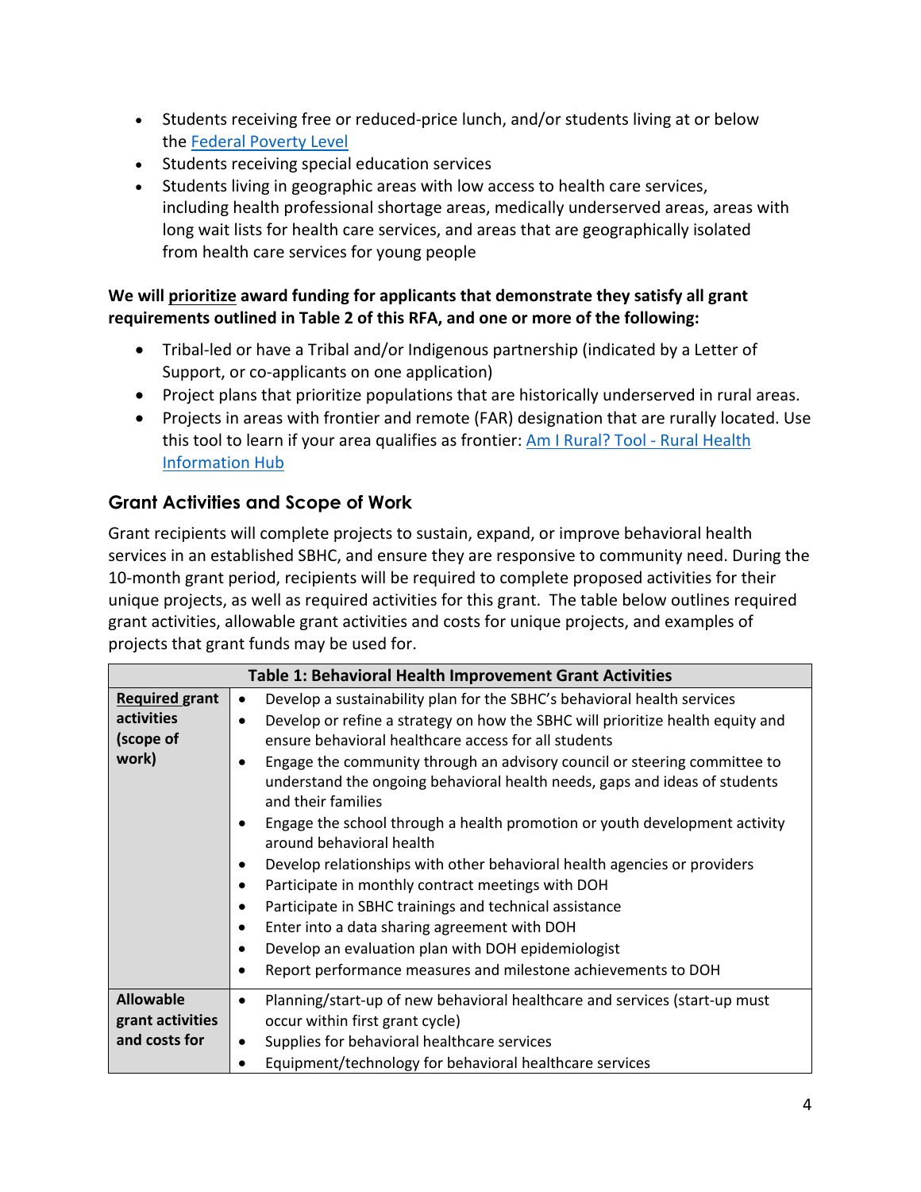- Students receiving free or reduced-price lunch, and/or students living at or below the Federal Poverty Level
- Students receiving special education services
- Students living in geographic areas with low access to health care services, including health professional shortage areas, medically underserved areas, areas with long wait lists for health care services, and areas that are geographically isolated from health care services for young people

**We will prioritize award funding for applicants that demonstrate they satisfy all grant requirements outlined in Table 2 of this RFA, and one or more of the following:**

- Tribal-led or have a Tribal and/or Indigenous partnership (indicated by a Letter of Support, or co-applicants on one application)
- Project plans that prioritize populations that are historically underserved in rural areas.
- Projects in areas with frontier and remote (FAR) designation that are rurally located. Use this tool to learn if your area qualifies as frontier: Am I Rural? Tool - Rural Health Information Hub

## Grant Activities and Scope of Work

Grant recipients will complete projects to sustain, expand, or improve behavioral health services in an established SBHC, and ensure they are responsive to community need. During the 10-month grant period, recipients will be required to complete proposed activities for their unique projects, as well as required activities for this grant. The table below outlines required grant activities, allowable grant activities and costs for unique projects, and examples of projects that grant funds may be used for.

| Table 1: Behavioral Health Improvement Grant Activities | |
|---|---|
| **Required grant activities (scope of work)** | • Develop a sustainability plan for the SBHC's behavioral health services<br>• Develop or refine a strategy on how the SBHC will prioritize health equity and ensure behavioral healthcare access for all students<br>• Engage the community through an advisory council or steering committee to understand the ongoing behavioral health needs, gaps and ideas of students and their families<br>• Engage the school through a health promotion or youth development activity around behavioral health<br>• Develop relationships with other behavioral health agencies or providers<br>• Participate in monthly contract meetings with DOH<br>• Participate in SBHC trainings and technical assistance<br>• Enter into a data sharing agreement with DOH<br>• Develop an evaluation plan with DOH epidemiologist<br>• Report performance measures and milestone achievements to DOH |
| **Allowable grant activities and costs for** | • Planning/start-up of new behavioral healthcare and services (start-up must occur within first grant cycle)<br>• Supplies for behavioral healthcare services<br>• Equipment/technology for behavioral healthcare services |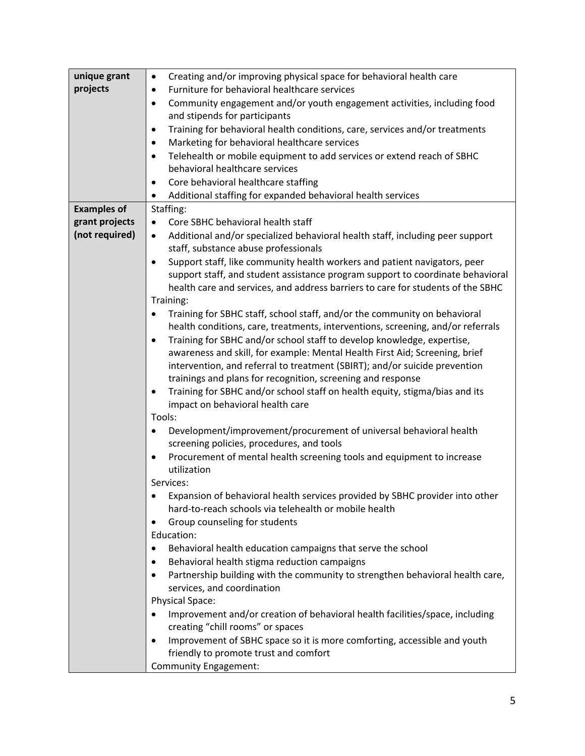| unique grant projects | • Creating and/or improving physical space for behavioral health care<br>• Furniture for behavioral healthcare services<br>• Community engagement and/or youth engagement activities, including food and stipends for participants<br>• Training for behavioral health conditions, care, services and/or treatments<br>• Marketing for behavioral healthcare services<br>• Telehealth or mobile equipment to add services or extend reach of SBHC behavioral healthcare services<br>• Core behavioral healthcare staffing<br>• Additional staffing for expanded behavioral health services |
|---|---|
| **Examples of grant projects (not required)** | Staffing:<br>• Core SBHC behavioral health staff<br>• Additional and/or specialized behavioral health staff, including peer support staff, substance abuse professionals<br>• Support staff, like community health workers and patient navigators, peer support staff, and student assistance program support to coordinate behavioral health care and services, and address barriers to care for students of the SBHC<br>Training:<br>• Training for SBHC staff, school staff, and/or the community on behavioral health conditions, care, treatments, interventions, screening, and/or referrals<br>• Training for SBHC and/or school staff to develop knowledge, expertise, awareness and skill, for example: Mental Health First Aid; Screening, brief intervention, and referral to treatment (SBIRT); and/or suicide prevention trainings and plans for recognition, screening and response<br>• Training for SBHC and/or school staff on health equity, stigma/bias and its impact on behavioral health care<br>Tools:<br>• Development/improvement/procurement of universal behavioral health screening policies, procedures, and tools<br>• Procurement of mental health screening tools and equipment to increase utilization<br>Services:<br>• Expansion of behavioral health services provided by SBHC provider into other hard-to-reach schools via telehealth or mobile health<br>• Group counseling for students<br>Education:<br>• Behavioral health education campaigns that serve the school<br>• Behavioral health stigma reduction campaigns<br>• Partnership building with the community to strengthen behavioral health care, services, and coordination<br>Physical Space:<br>• Improvement and/or creation of behavioral health facilities/space, including creating "chill rooms" or spaces<br>• Improvement of SBHC space so it is more comforting, accessible and youth friendly to promote trust and comfort<br>Community Engagement: |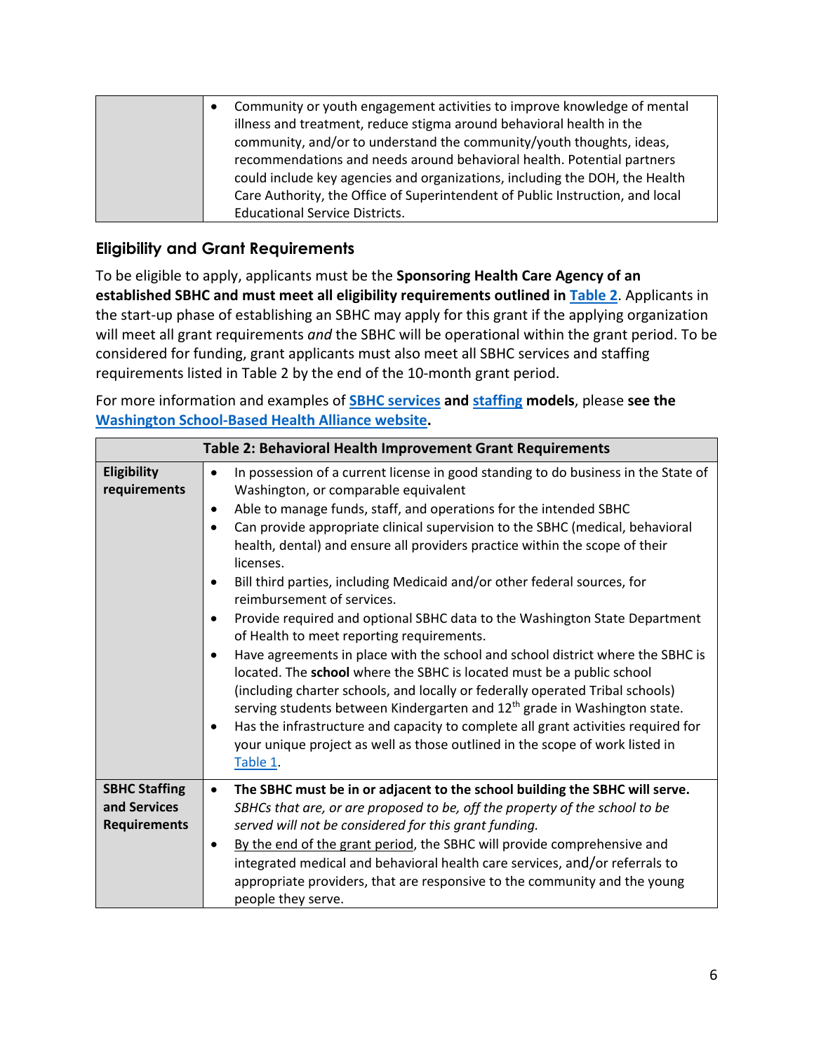| | |
|---|---|
| | • Community or youth engagement activities to improve knowledge of mental illness and treatment, reduce stigma around behavioral health in the community, and/or to understand the community/youth thoughts, ideas, recommendations and needs around behavioral health. Potential partners could include key agencies and organizations, including the DOH, the Health Care Authority, the Office of Superintendent of Public Instruction, and local Educational Service Districts. |

## Eligibility and Grant Requirements

To be eligible to apply, applicants must be the **Sponsoring Health Care Agency of an established SBHC and must meet all eligibility requirements outlined in Table 2**. Applicants in the start-up phase of establishing an SBHC may apply for this grant if the applying organization will meet all grant requirements *and* the SBHC will be operational within the grant period. To be considered for funding, grant applicants must also meet all SBHC services and staffing requirements listed in Table 2 by the end of the 10-month grant period.

For more information and examples of **SBHC services and staffing models**, please **see the Washington School-Based Health Alliance website.**

| Table 2: Behavioral Health Improvement Grant Requirements | |
|---|---|
| **Eligibility requirements** | • In possession of a current license in good standing to do business in the State of Washington, or comparable equivalent<br>• Able to manage funds, staff, and operations for the intended SBHC<br>• Can provide appropriate clinical supervision to the SBHC (medical, behavioral health, dental) and ensure all providers practice within the scope of their licenses.<br>• Bill third parties, including Medicaid and/or other federal sources, for reimbursement of services.<br>• Provide required and optional SBHC data to the Washington State Department of Health to meet reporting requirements.<br>• Have agreements in place with the school and school district where the SBHC is located. The **school** where the SBHC is located must be a public school (including charter schools, and locally or federally operated Tribal schools) serving students between Kindergarten and 12th grade in Washington state.<br>• Has the infrastructure and capacity to complete all grant activities required for your unique project as well as those outlined in the scope of work listed in Table 1. |
| **SBHC Staffing and Services Requirements** | • **The SBHC must be in or adjacent to the school building the SBHC will serve.** *SBHCs that are, or are proposed to be, off the property of the school to be served will not be considered for this grant funding.*<br>• By the end of the grant period, the SBHC will provide comprehensive and integrated medical and behavioral health care services, and/or referrals to appropriate providers, that are responsive to the community and the young people they serve. |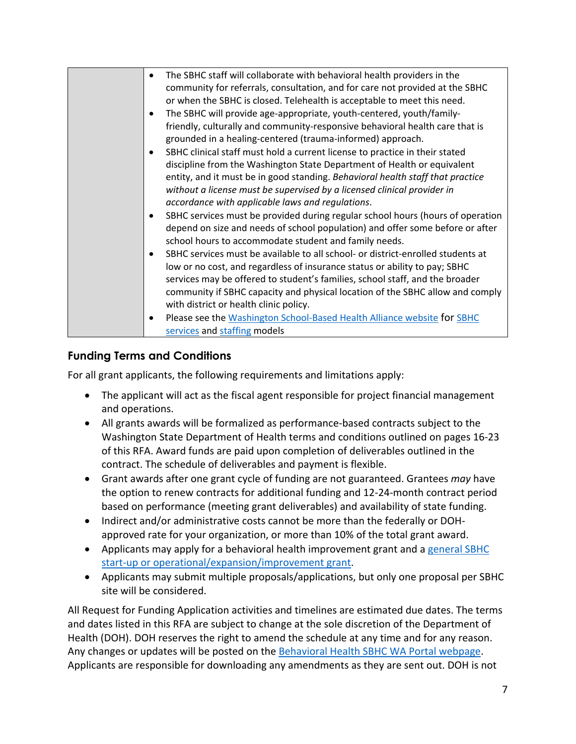| | |
|---|---|
| | • The SBHC staff will collaborate with behavioral health providers in the community for referrals, consultation, and for care not provided at the SBHC or when the SBHC is closed. Telehealth is acceptable to meet this need.<br>• The SBHC will provide age-appropriate, youth-centered, youth/family-friendly, culturally and community-responsive behavioral health care that is grounded in a healing-centered (trauma-informed) approach.<br>• SBHC clinical staff must hold a current license to practice in their stated discipline from the Washington State Department of Health or equivalent entity, and it must be in good standing. *Behavioral health staff that practice without a license must be supervised by a licensed clinical provider in accordance with applicable laws and regulations*.<br>• SBHC services must be provided during regular school hours (hours of operation depend on size and needs of school population) and offer some before or after school hours to accommodate student and family needs.<br>• SBHC services must be available to all school- or district-enrolled students at low or no cost, and regardless of insurance status or ability to pay; SBHC services may be offered to student's families, school staff, and the broader community if SBHC capacity and physical location of the SBHC allow and comply with district or health clinic policy.<br>• Please see the Washington School-Based Health Alliance website for SBHC services and staffing models |

## Funding Terms and Conditions

For all grant applicants, the following requirements and limitations apply:

- The applicant will act as the fiscal agent responsible for project financial management and operations.
- All grants awards will be formalized as performance-based contracts subject to the Washington State Department of Health terms and conditions outlined on pages 16-23 of this RFA. Award funds are paid upon completion of deliverables outlined in the contract. The schedule of deliverables and payment is flexible.
- Grant awards after one grant cycle of funding are not guaranteed. Grantees *may* have the option to renew contracts for additional funding and 12-24-month contract period based on performance (meeting grant deliverables) and availability of state funding.
- Indirect and/or administrative costs cannot be more than the federally or DOH-approved rate for your organization, or more than 10% of the total grant award.
- Applicants may apply for a behavioral health improvement grant and a general SBHC start-up or operational/expansion/improvement grant.
- Applicants may submit multiple proposals/applications, but only one proposal per SBHC site will be considered.

All Request for Funding Application activities and timelines are estimated due dates. The terms and dates listed in this RFA are subject to change at the sole discretion of the Department of Health (DOH). DOH reserves the right to amend the schedule at any time and for any reason. Any changes or updates will be posted on the Behavioral Health SBHC WA Portal webpage. Applicants are responsible for downloading any amendments as they are sent out. DOH is not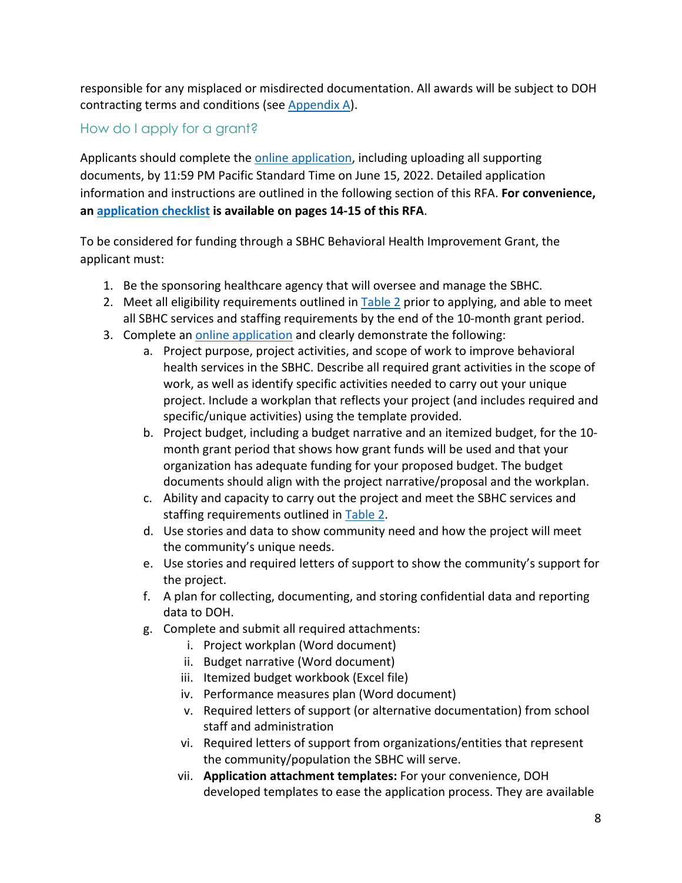responsible for any misplaced or misdirected documentation. All awards will be subject to DOH contracting terms and conditions (see [Appendix A]).

## How do I apply for a grant?

Applicants should complete the [online application], including uploading all supporting documents, by 11:59 PM Pacific Standard Time on June 15, 2022. Detailed application information and instructions are outlined in the following section of this RFA. **For convenience, an [application checklist] is available on pages 14-15 of this RFA**.

To be considered for funding through a SBHC Behavioral Health Improvement Grant, the applicant must:

1. Be the sponsoring healthcare agency that will oversee and manage the SBHC.
2. Meet all eligibility requirements outlined in [Table 2] prior to applying, and able to meet all SBHC services and staffing requirements by the end of the 10-month grant period.
3. Complete an [online application] and clearly demonstrate the following:
   a. Project purpose, project activities, and scope of work to improve behavioral health services in the SBHC. Describe all required grant activities in the scope of work, as well as identify specific activities needed to carry out your unique project. Include a workplan that reflects your project (and includes required and specific/unique activities) using the template provided.
   b. Project budget, including a budget narrative and an itemized budget, for the 10-month grant period that shows how grant funds will be used and that your organization has adequate funding for your proposed budget. The budget documents should align with the project narrative/proposal and the workplan.
   c. Ability and capacity to carry out the project and meet the SBHC services and staffing requirements outlined in [Table 2].
   d. Use stories and data to show community need and how the project will meet the community's unique needs.
   e. Use stories and required letters of support to show the community's support for the project.
   f. A plan for collecting, documenting, and storing confidential data and reporting data to DOH.
   g. Complete and submit all required attachments:
      i. Project workplan (Word document)
      ii. Budget narrative (Word document)
      iii. Itemized budget workbook (Excel file)
      iv. Performance measures plan (Word document)
      v. Required letters of support (or alternative documentation) from school staff and administration
      vi. Required letters of support from organizations/entities that represent the community/population the SBHC will serve.
      vii. **Application attachment templates:** For your convenience, DOH developed templates to ease the application process. They are available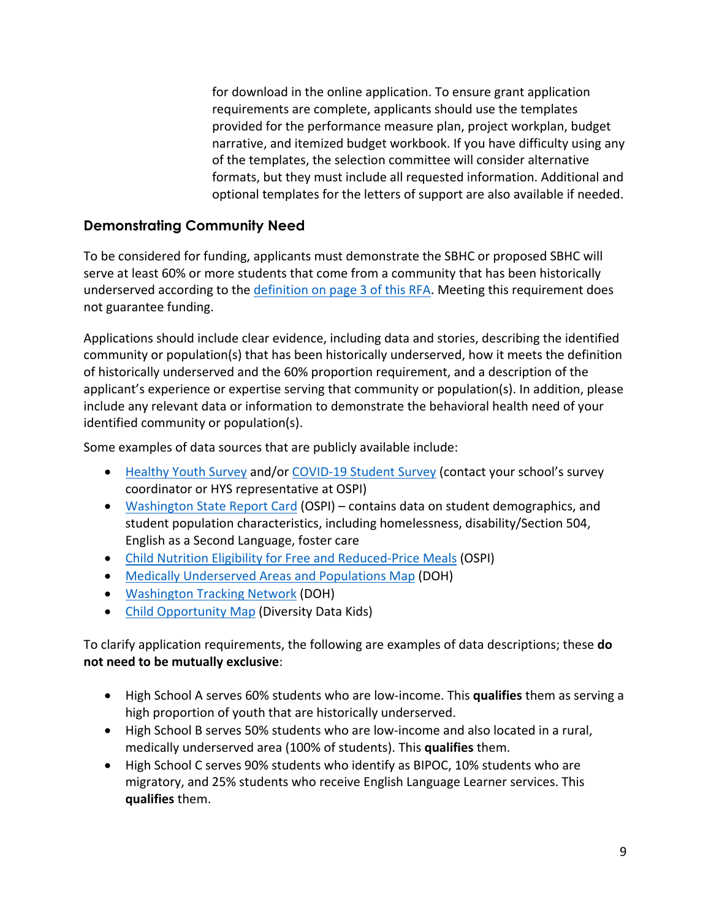for download in the online application. To ensure grant application requirements are complete, applicants should use the templates provided for the performance measure plan, project workplan, budget narrative, and itemized budget workbook. If you have difficulty using any of the templates, the selection committee will consider alternative formats, but they must include all requested information. Additional and optional templates for the letters of support are also available if needed.

## Demonstrating Community Need

To be considered for funding, applicants must demonstrate the SBHC or proposed SBHC will serve at least 60% or more students that come from a community that has been historically underserved according to the definition on page 3 of this RFA. Meeting this requirement does not guarantee funding.

Applications should include clear evidence, including data and stories, describing the identified community or population(s) that has been historically underserved, how it meets the definition of historically underserved and the 60% proportion requirement, and a description of the applicant's experience or expertise serving that community or population(s). In addition, please include any relevant data or information to demonstrate the behavioral health need of your identified community or population(s).

Some examples of data sources that are publicly available include:

- Healthy Youth Survey and/or COVID-19 Student Survey (contact your school's survey coordinator or HYS representative at OSPI)
- Washington State Report Card (OSPI) – contains data on student demographics, and student population characteristics, including homelessness, disability/Section 504, English as a Second Language, foster care
- Child Nutrition Eligibility for Free and Reduced-Price Meals (OSPI)
- Medically Underserved Areas and Populations Map (DOH)
- Washington Tracking Network (DOH)
- Child Opportunity Map (Diversity Data Kids)

To clarify application requirements, the following are examples of data descriptions; these **do not need to be mutually exclusive**:

- High School A serves 60% students who are low-income. This **qualifies** them as serving a high proportion of youth that are historically underserved.
- High School B serves 50% students who are low-income and also located in a rural, medically underserved area (100% of students). This **qualifies** them.
- High School C serves 90% students who identify as BIPOC, 10% students who are migratory, and 25% students who receive English Language Learner services. This **qualifies** them.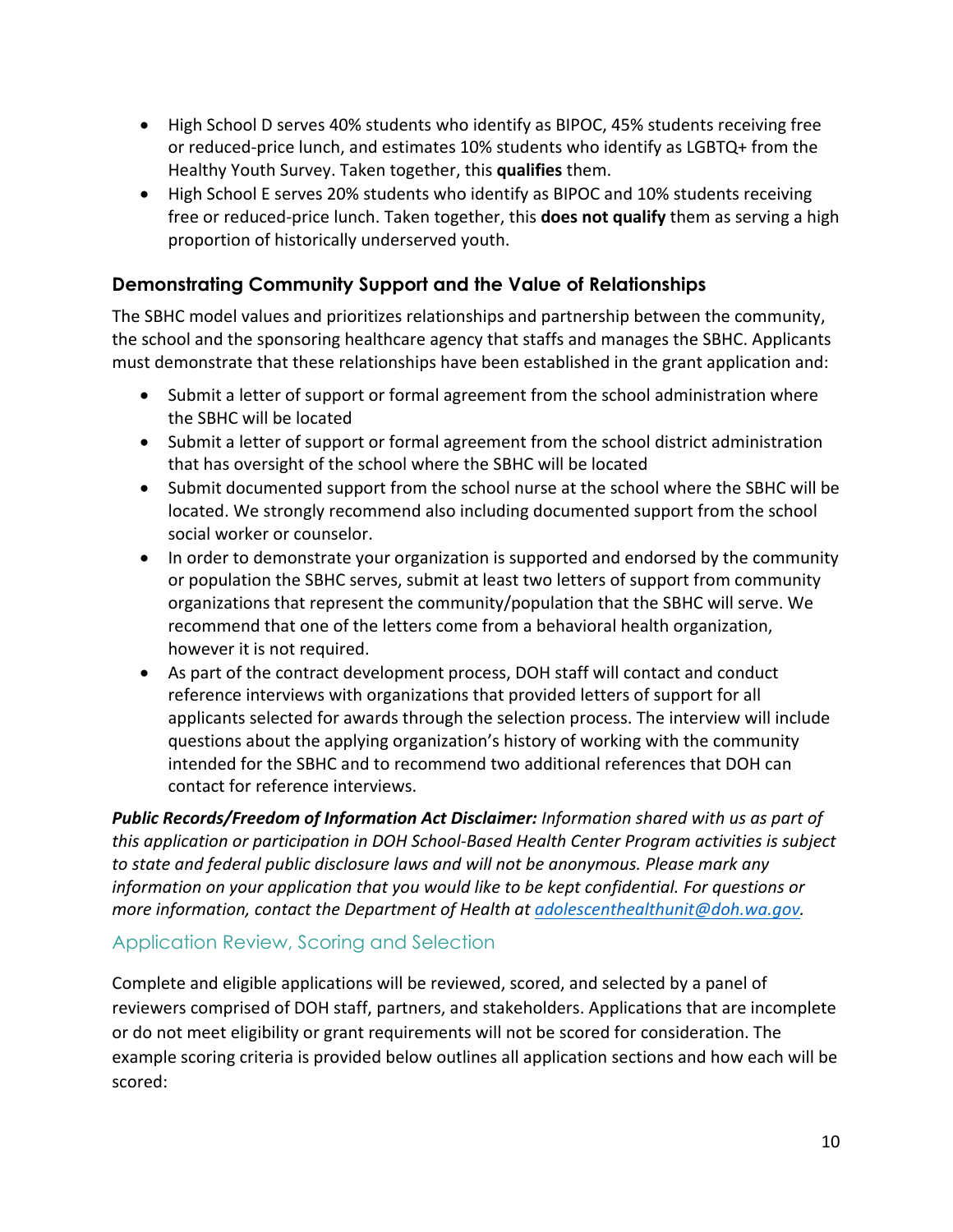- High School D serves 40% students who identify as BIPOC, 45% students receiving free or reduced-price lunch, and estimates 10% students who identify as LGBTQ+ from the Healthy Youth Survey. Taken together, this **qualifies** them.
- High School E serves 20% students who identify as BIPOC and 10% students receiving free or reduced-price lunch. Taken together, this **does not qualify** them as serving a high proportion of historically underserved youth.

### Demonstrating Community Support and the Value of Relationships

The SBHC model values and prioritizes relationships and partnership between the community, the school and the sponsoring healthcare agency that staffs and manages the SBHC. Applicants must demonstrate that these relationships have been established in the grant application and:

- Submit a letter of support or formal agreement from the school administration where the SBHC will be located
- Submit a letter of support or formal agreement from the school district administration that has oversight of the school where the SBHC will be located
- Submit documented support from the school nurse at the school where the SBHC will be located. We strongly recommend also including documented support from the school social worker or counselor.
- In order to demonstrate your organization is supported and endorsed by the community or population the SBHC serves, submit at least two letters of support from community organizations that represent the community/population that the SBHC will serve. We recommend that one of the letters come from a behavioral health organization, however it is not required.
- As part of the contract development process, DOH staff will contact and conduct reference interviews with organizations that provided letters of support for all applicants selected for awards through the selection process. The interview will include questions about the applying organization's history of working with the community intended for the SBHC and to recommend two additional references that DOH can contact for reference interviews.

***Public Records/Freedom of Information Act Disclaimer:*** *Information shared with us as part of this application or participation in DOH School-Based Health Center Program activities is subject to state and federal public disclosure laws and will not be anonymous. Please mark any information on your application that you would like to be kept confidential. For questions or more information, contact the Department of Health at adolescenthealthunit@doh.wa.gov.*

## Application Review, Scoring and Selection

Complete and eligible applications will be reviewed, scored, and selected by a panel of reviewers comprised of DOH staff, partners, and stakeholders. Applications that are incomplete or do not meet eligibility or grant requirements will not be scored for consideration. The example scoring criteria is provided below outlines all application sections and how each will be scored: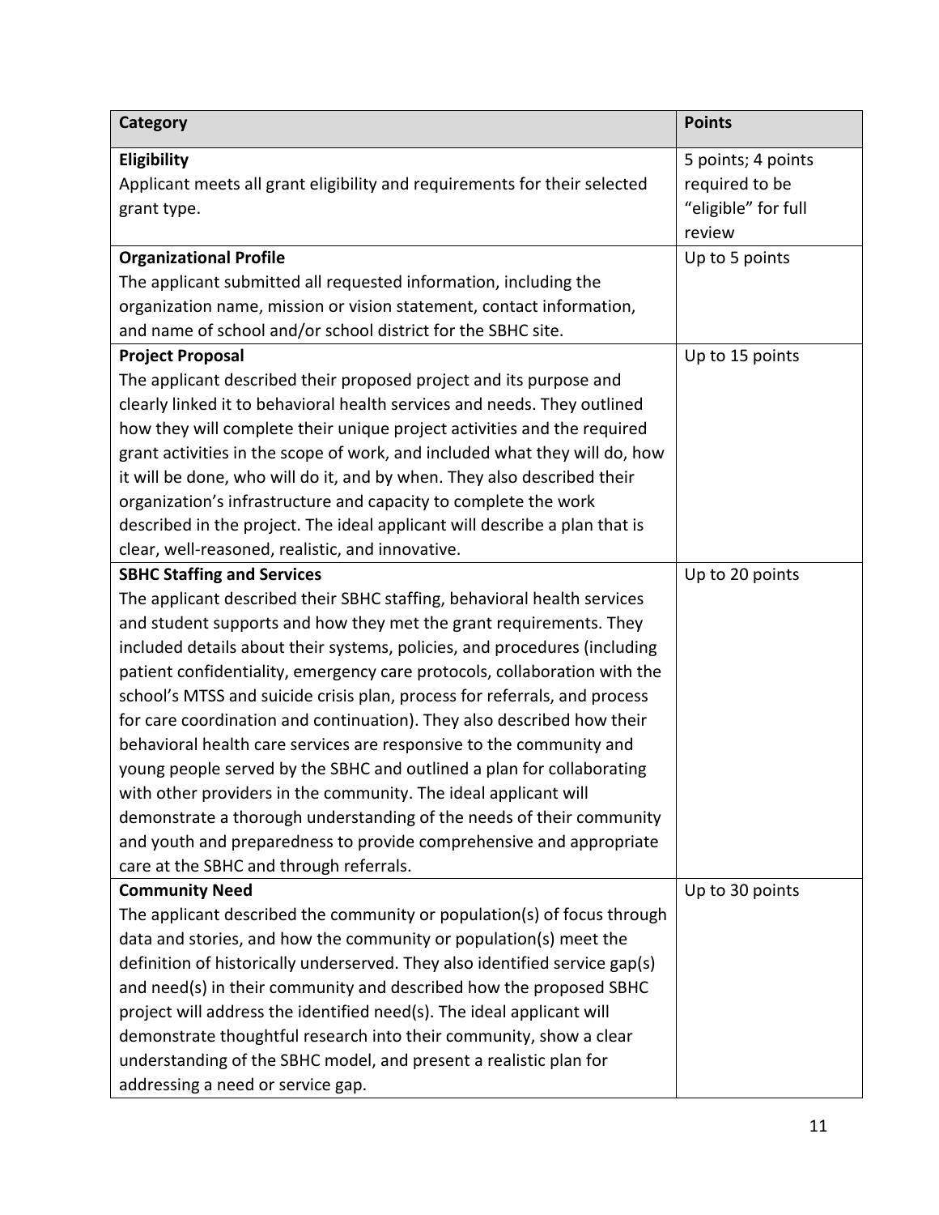| Category | Points |
|---|---|
| **Eligibility**<br>Applicant meets all grant eligibility and requirements for their selected grant type. | 5 points; 4 points required to be "eligible" for full review |
| **Organizational Profile**<br>The applicant submitted all requested information, including the organization name, mission or vision statement, contact information, and name of school and/or school district for the SBHC site. | Up to 5 points |
| **Project Proposal**<br>The applicant described their proposed project and its purpose and clearly linked it to behavioral health services and needs. They outlined how they will complete their unique project activities and the required grant activities in the scope of work, and included what they will do, how it will be done, who will do it, and by when. They also described their organization's infrastructure and capacity to complete the work described in the project. The ideal applicant will describe a plan that is clear, well-reasoned, realistic, and innovative. | Up to 15 points |
| **SBHC Staffing and Services**<br>The applicant described their SBHC staffing, behavioral health services and student supports and how they met the grant requirements. They included details about their systems, policies, and procedures (including patient confidentiality, emergency care protocols, collaboration with the school's MTSS and suicide crisis plan, process for referrals, and process for care coordination and continuation). They also described how their behavioral health care services are responsive to the community and young people served by the SBHC and outlined a plan for collaborating with other providers in the community. The ideal applicant will demonstrate a thorough understanding of the needs of their community and youth and preparedness to provide comprehensive and appropriate care at the SBHC and through referrals. | Up to 20 points |
| **Community Need**<br>The applicant described the community or population(s) of focus through data and stories, and how the community or population(s) meet the definition of historically underserved. They also identified service gap(s) and need(s) in their community and described how the proposed SBHC project will address the identified need(s). The ideal applicant will demonstrate thoughtful research into their community, show a clear understanding of the SBHC model, and present a realistic plan for addressing a need or service gap. | Up to 30 points |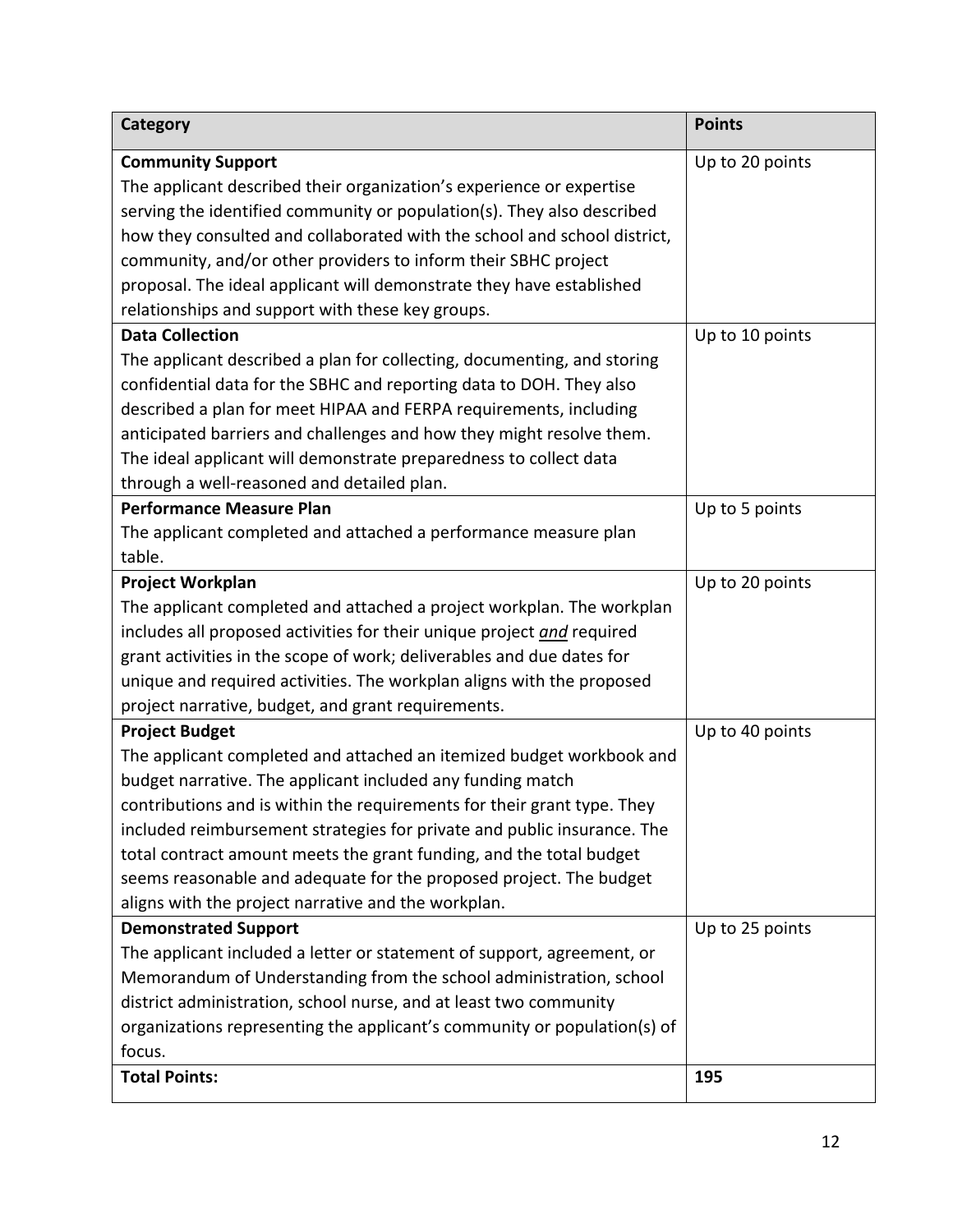| Category | Points |
| --- | --- |
| **Community Support**<br>The applicant described their organization's experience or expertise serving the identified community or population(s). They also described how they consulted and collaborated with the school and school district, community, and/or other providers to inform their SBHC project proposal. The ideal applicant will demonstrate they have established relationships and support with these key groups. | Up to 20 points |
| **Data Collection**<br>The applicant described a plan for collecting, documenting, and storing confidential data for the SBHC and reporting data to DOH. They also described a plan for meet HIPAA and FERPA requirements, including anticipated barriers and challenges and how they might resolve them. The ideal applicant will demonstrate preparedness to collect data through a well-reasoned and detailed plan. | Up to 10 points |
| **Performance Measure Plan**<br>The applicant completed and attached a performance measure plan table. | Up to 5 points |
| **Project Workplan**<br>The applicant completed and attached a project workplan. The workplan includes all proposed activities for their unique project ***and*** required grant activities in the scope of work; deliverables and due dates for unique and required activities. The workplan aligns with the proposed project narrative, budget, and grant requirements. | Up to 20 points |
| **Project Budget**<br>The applicant completed and attached an itemized budget workbook and budget narrative. The applicant included any funding match contributions and is within the requirements for their grant type. They included reimbursement strategies for private and public insurance. The total contract amount meets the grant funding, and the total budget seems reasonable and adequate for the proposed project. The budget aligns with the project narrative and the workplan. | Up to 40 points |
| **Demonstrated Support**<br>The applicant included a letter or statement of support, agreement, or Memorandum of Understanding from the school administration, school district administration, school nurse, and at least two community organizations representing the applicant's community or population(s) of focus. | Up to 25 points |
| **Total Points:** | **195** |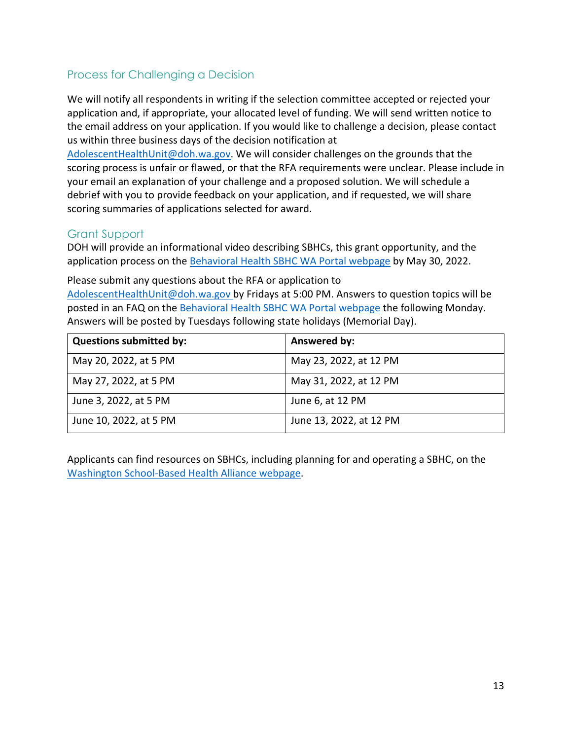## Process for Challenging a Decision

We will notify all respondents in writing if the selection committee accepted or rejected your application and, if appropriate, your allocated level of funding. We will send written notice to the email address on your application. If you would like to challenge a decision, please contact us within three business days of the decision notification at [AdolescentHealthUnit@doh.wa.gov](mailto:AdolescentHealthUnit@doh.wa.gov). We will consider challenges on the grounds that the scoring process is unfair or flawed, or that the RFA requirements were unclear. Please include in your email an explanation of your challenge and a proposed solution. We will schedule a debrief with you to provide feedback on your application, and if requested, we will share scoring summaries of applications selected for award.

## Grant Support

DOH will provide an informational video describing SBHCs, this grant opportunity, and the application process on the Behavioral Health SBHC WA Portal webpage by May 30, 2022.

Please submit any questions about the RFA or application to [AdolescentHealthUnit@doh.wa.gov](mailto:AdolescentHealthUnit@doh.wa.gov) by Fridays at 5:00 PM. Answers to question topics will be posted in an FAQ on the Behavioral Health SBHC WA Portal webpage the following Monday. Answers will be posted by Tuesdays following state holidays (Memorial Day).

| Questions submitted by: | Answered by: |
|---|---|
| May 20, 2022, at 5 PM | May 23, 2022, at 12 PM |
| May 27, 2022, at 5 PM | May 31, 2022, at 12 PM |
| June 3, 2022, at 5 PM | June 6, at 12 PM |
| June 10, 2022, at 5 PM | June 13, 2022, at 12 PM |

Applicants can find resources on SBHCs, including planning for and operating a SBHC, on the Washington School-Based Health Alliance webpage.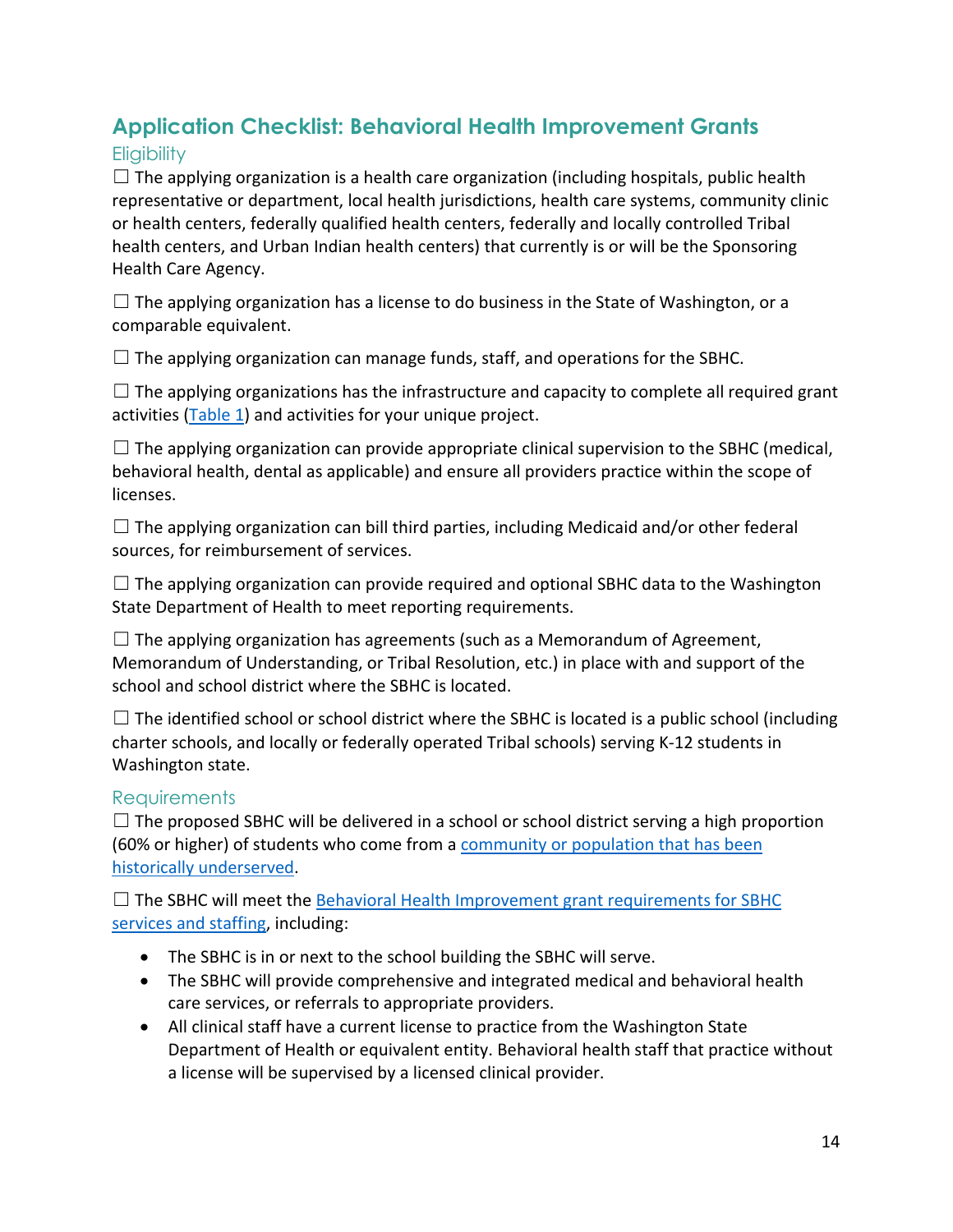## Application Checklist: Behavioral Health Improvement Grants

### Eligibility

☐ The applying organization is a health care organization (including hospitals, public health representative or department, local health jurisdictions, health care systems, community clinic or health centers, federally qualified health centers, federally and locally controlled Tribal health centers, and Urban Indian health centers) that currently is or will be the Sponsoring Health Care Agency.

☐ The applying organization has a license to do business in the State of Washington, or a comparable equivalent.

☐ The applying organization can manage funds, staff, and operations for the SBHC.

☐ The applying organizations has the infrastructure and capacity to complete all required grant activities (Table 1) and activities for your unique project.

☐ The applying organization can provide appropriate clinical supervision to the SBHC (medical, behavioral health, dental as applicable) and ensure all providers practice within the scope of licenses.

☐ The applying organization can bill third parties, including Medicaid and/or other federal sources, for reimbursement of services.

☐ The applying organization can provide required and optional SBHC data to the Washington State Department of Health to meet reporting requirements.

☐ The applying organization has agreements (such as a Memorandum of Agreement, Memorandum of Understanding, or Tribal Resolution, etc.) in place with and support of the school and school district where the SBHC is located.

☐ The identified school or school district where the SBHC is located is a public school (including charter schools, and locally or federally operated Tribal schools) serving K-12 students in Washington state.

### Requirements

☐ The proposed SBHC will be delivered in a school or school district serving a high proportion (60% or higher) of students who come from a community or population that has been historically underserved.

☐ The SBHC will meet the Behavioral Health Improvement grant requirements for SBHC services and staffing, including:

- The SBHC is in or next to the school building the SBHC will serve.
- The SBHC will provide comprehensive and integrated medical and behavioral health care services, or referrals to appropriate providers.
- All clinical staff have a current license to practice from the Washington State Department of Health or equivalent entity. Behavioral health staff that practice without a license will be supervised by a licensed clinical provider.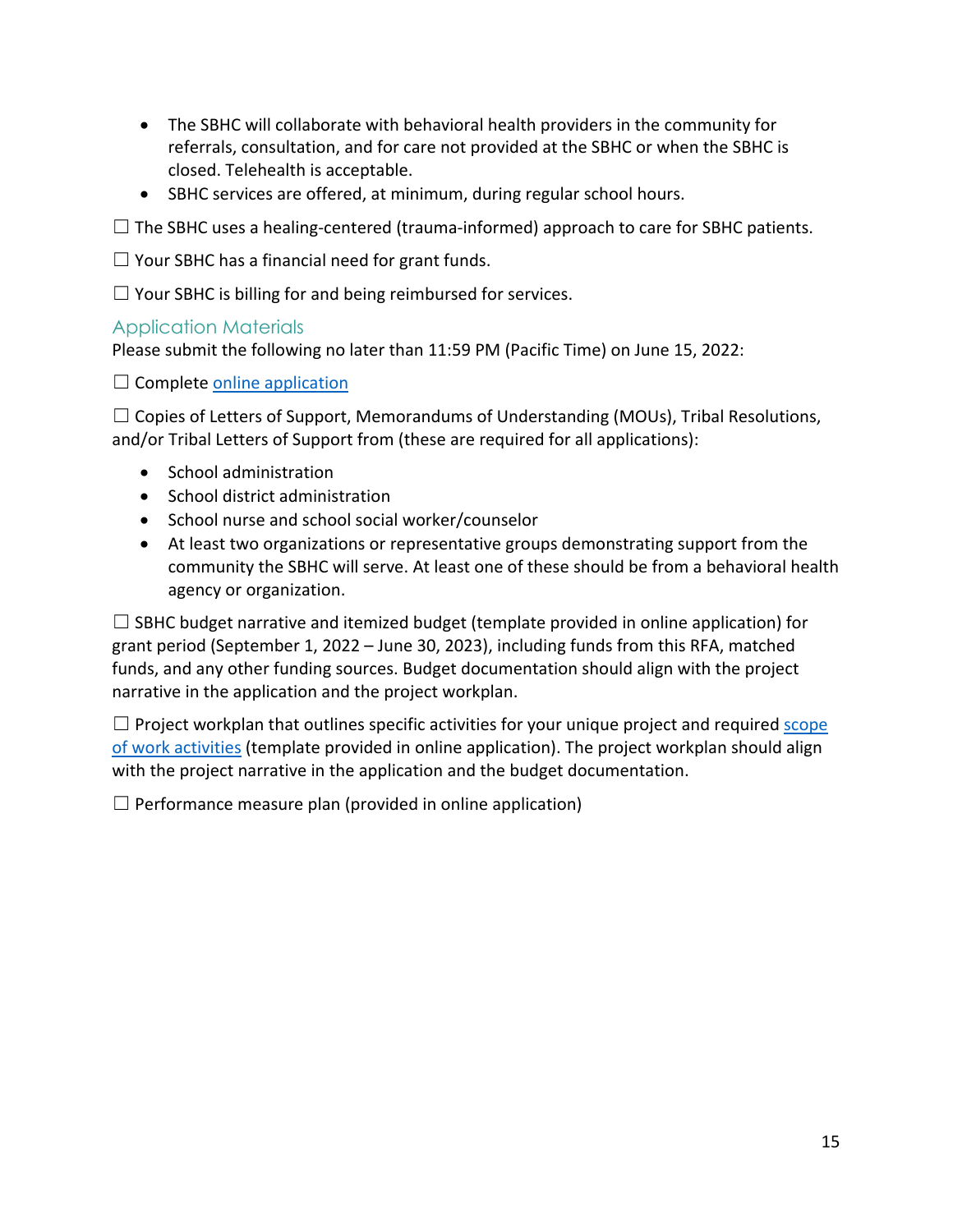- The SBHC will collaborate with behavioral health providers in the community for referrals, consultation, and for care not provided at the SBHC or when the SBHC is closed. Telehealth is acceptable.
- SBHC services are offered, at minimum, during regular school hours.

☐ The SBHC uses a healing-centered (trauma-informed) approach to care for SBHC patients.

☐ Your SBHC has a financial need for grant funds.

☐ Your SBHC is billing for and being reimbursed for services.

### Application Materials

Please submit the following no later than 11:59 PM (Pacific Time) on June 15, 2022:

☐ Complete online application

☐ Copies of Letters of Support, Memorandums of Understanding (MOUs), Tribal Resolutions, and/or Tribal Letters of Support from (these are required for all applications):

- School administration
- School district administration
- School nurse and school social worker/counselor
- At least two organizations or representative groups demonstrating support from the community the SBHC will serve. At least one of these should be from a behavioral health agency or organization.

☐ SBHC budget narrative and itemized budget (template provided in online application) for grant period (September 1, 2022 – June 30, 2023), including funds from this RFA, matched funds, and any other funding sources. Budget documentation should align with the project narrative in the application and the project workplan.

☐ Project workplan that outlines specific activities for your unique project and required scope of work activities (template provided in online application). The project workplan should align with the project narrative in the application and the budget documentation.

☐ Performance measure plan (provided in online application)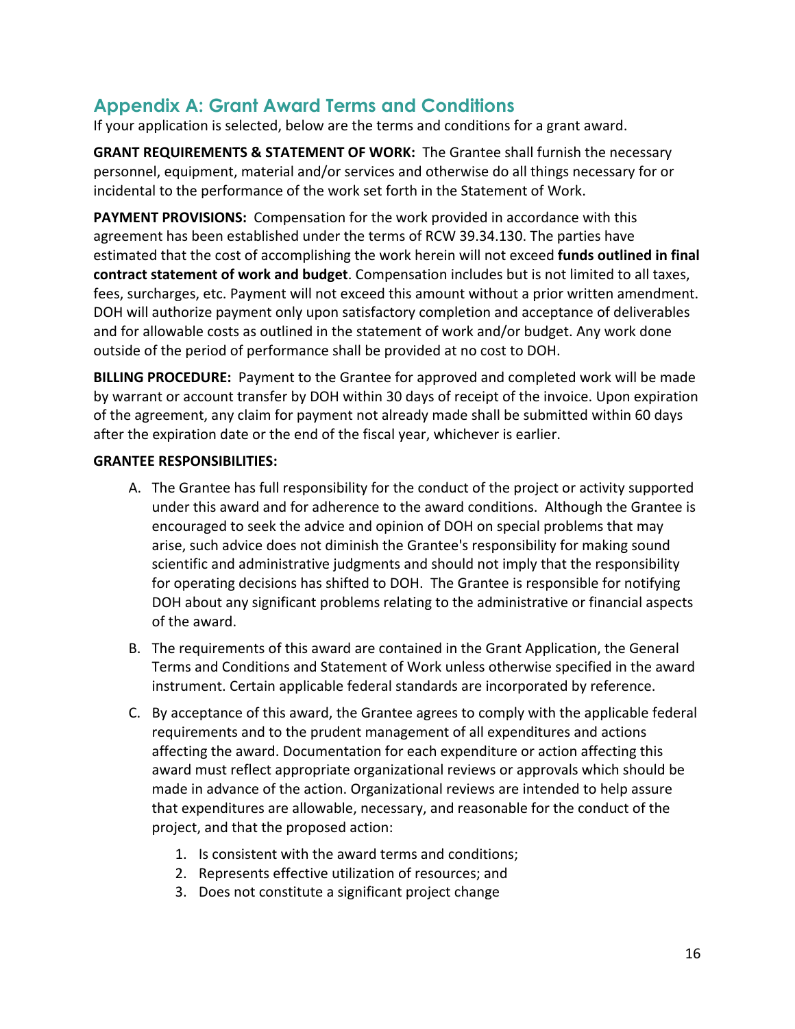## Appendix A: Grant Award Terms and Conditions

If your application is selected, below are the terms and conditions for a grant award.

**GRANT REQUIREMENTS & STATEMENT OF WORK:** The Grantee shall furnish the necessary personnel, equipment, material and/or services and otherwise do all things necessary for or incidental to the performance of the work set forth in the Statement of Work.

**PAYMENT PROVISIONS:** Compensation for the work provided in accordance with this agreement has been established under the terms of RCW 39.34.130. The parties have estimated that the cost of accomplishing the work herein will not exceed **funds outlined in final contract statement of work and budget**. Compensation includes but is not limited to all taxes, fees, surcharges, etc. Payment will not exceed this amount without a prior written amendment. DOH will authorize payment only upon satisfactory completion and acceptance of deliverables and for allowable costs as outlined in the statement of work and/or budget. Any work done outside of the period of performance shall be provided at no cost to DOH.

**BILLING PROCEDURE:** Payment to the Grantee for approved and completed work will be made by warrant or account transfer by DOH within 30 days of receipt of the invoice. Upon expiration of the agreement, any claim for payment not already made shall be submitted within 60 days after the expiration date or the end of the fiscal year, whichever is earlier.

**GRANTEE RESPONSIBILITIES:**

A. The Grantee has full responsibility for the conduct of the project or activity supported under this award and for adherence to the award conditions. Although the Grantee is encouraged to seek the advice and opinion of DOH on special problems that may arise, such advice does not diminish the Grantee's responsibility for making sound scientific and administrative judgments and should not imply that the responsibility for operating decisions has shifted to DOH. The Grantee is responsible for notifying DOH about any significant problems relating to the administrative or financial aspects of the award.

B. The requirements of this award are contained in the Grant Application, the General Terms and Conditions and Statement of Work unless otherwise specified in the award instrument. Certain applicable federal standards are incorporated by reference.

C. By acceptance of this award, the Grantee agrees to comply with the applicable federal requirements and to the prudent management of all expenditures and actions affecting the award. Documentation for each expenditure or action affecting this award must reflect appropriate organizational reviews or approvals which should be made in advance of the action. Organizational reviews are intended to help assure that expenditures are allowable, necessary, and reasonable for the conduct of the project, and that the proposed action:

   1. Is consistent with the award terms and conditions;
   2. Represents effective utilization of resources; and
   3. Does not constitute a significant project change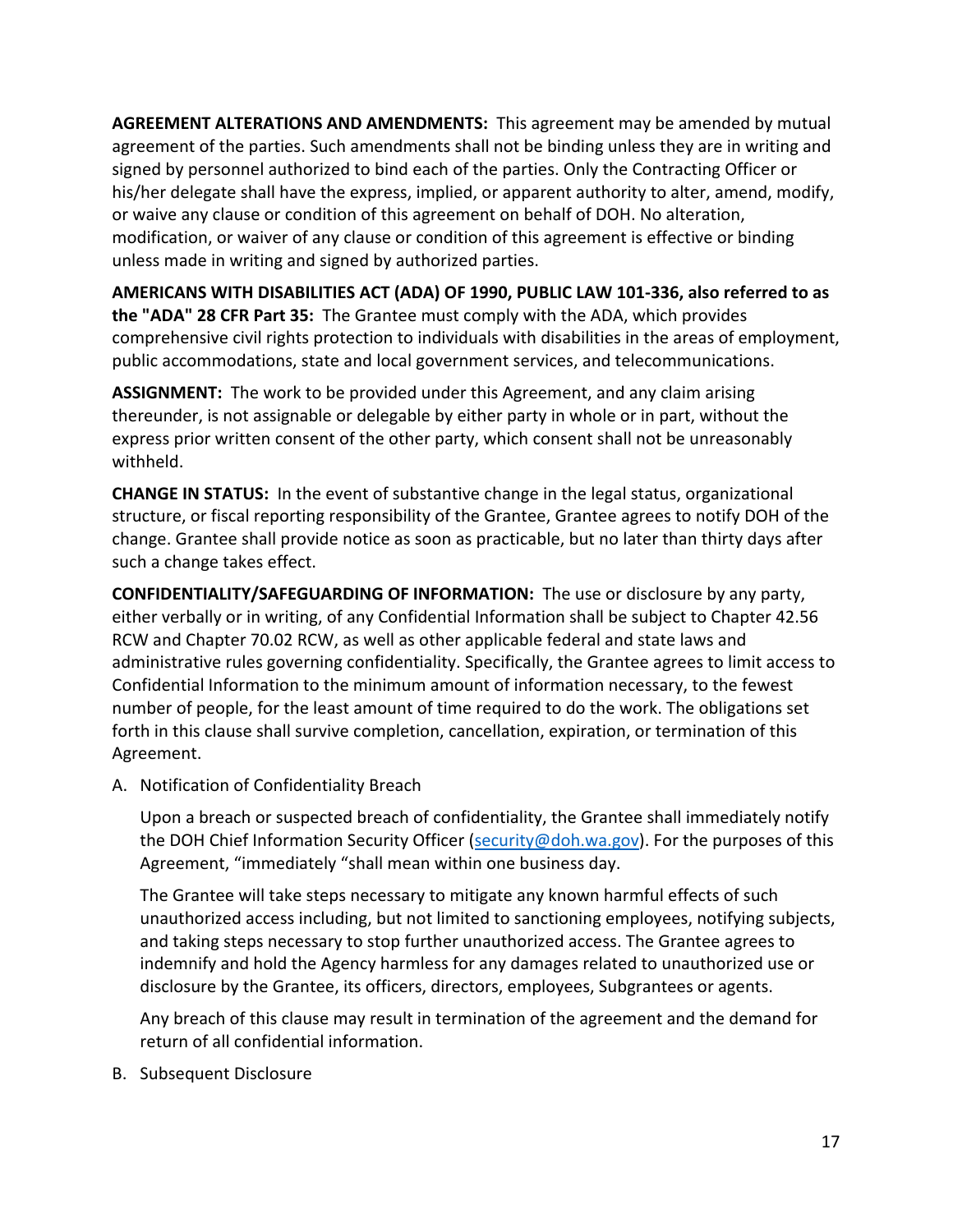**AGREEMENT ALTERATIONS AND AMENDMENTS:** This agreement may be amended by mutual agreement of the parties. Such amendments shall not be binding unless they are in writing and signed by personnel authorized to bind each of the parties. Only the Contracting Officer or his/her delegate shall have the express, implied, or apparent authority to alter, amend, modify, or waive any clause or condition of this agreement on behalf of DOH. No alteration, modification, or waiver of any clause or condition of this agreement is effective or binding unless made in writing and signed by authorized parties.

**AMERICANS WITH DISABILITIES ACT (ADA) OF 1990, PUBLIC LAW 101-336, also referred to as the "ADA" 28 CFR Part 35:** The Grantee must comply with the ADA, which provides comprehensive civil rights protection to individuals with disabilities in the areas of employment, public accommodations, state and local government services, and telecommunications.

**ASSIGNMENT:** The work to be provided under this Agreement, and any claim arising thereunder, is not assignable or delegable by either party in whole or in part, without the express prior written consent of the other party, which consent shall not be unreasonably withheld.

**CHANGE IN STATUS:** In the event of substantive change in the legal status, organizational structure, or fiscal reporting responsibility of the Grantee, Grantee agrees to notify DOH of the change. Grantee shall provide notice as soon as practicable, but no later than thirty days after such a change takes effect.

**CONFIDENTIALITY/SAFEGUARDING OF INFORMATION:** The use or disclosure by any party, either verbally or in writing, of any Confidential Information shall be subject to Chapter 42.56 RCW and Chapter 70.02 RCW, as well as other applicable federal and state laws and administrative rules governing confidentiality. Specifically, the Grantee agrees to limit access to Confidential Information to the minimum amount of information necessary, to the fewest number of people, for the least amount of time required to do the work. The obligations set forth in this clause shall survive completion, cancellation, expiration, or termination of this Agreement.

A. Notification of Confidentiality Breach

   Upon a breach or suspected breach of confidentiality, the Grantee shall immediately notify the DOH Chief Information Security Officer (security@doh.wa.gov). For the purposes of this Agreement, "immediately "shall mean within one business day.

   The Grantee will take steps necessary to mitigate any known harmful effects of such unauthorized access including, but not limited to sanctioning employees, notifying subjects, and taking steps necessary to stop further unauthorized access. The Grantee agrees to indemnify and hold the Agency harmless for any damages related to unauthorized use or disclosure by the Grantee, its officers, directors, employees, Subgrantees or agents.

   Any breach of this clause may result in termination of the agreement and the demand for return of all confidential information.

B. Subsequent Disclosure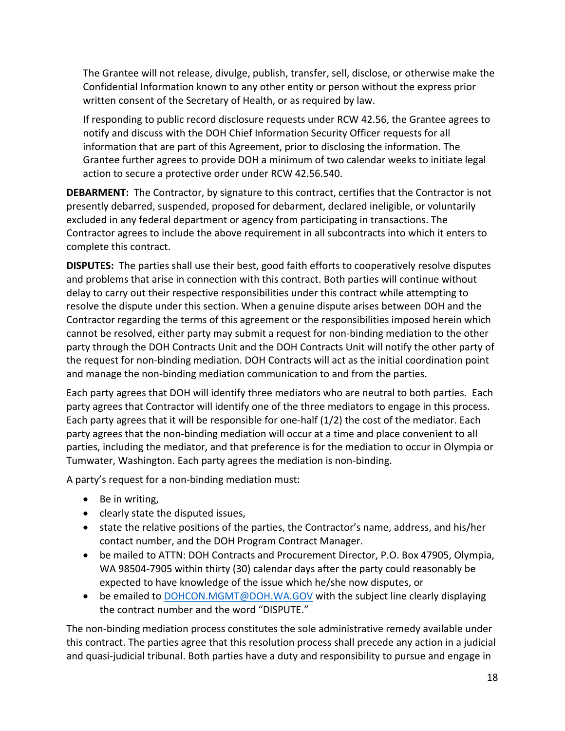The Grantee will not release, divulge, publish, transfer, sell, disclose, or otherwise make the Confidential Information known to any other entity or person without the express prior written consent of the Secretary of Health, or as required by law.

If responding to public record disclosure requests under RCW 42.56, the Grantee agrees to notify and discuss with the DOH Chief Information Security Officer requests for all information that are part of this Agreement, prior to disclosing the information. The Grantee further agrees to provide DOH a minimum of two calendar weeks to initiate legal action to secure a protective order under RCW 42.56.540.

**DEBARMENT:** The Contractor, by signature to this contract, certifies that the Contractor is not presently debarred, suspended, proposed for debarment, declared ineligible, or voluntarily excluded in any federal department or agency from participating in transactions. The Contractor agrees to include the above requirement in all subcontracts into which it enters to complete this contract.

**DISPUTES:** The parties shall use their best, good faith efforts to cooperatively resolve disputes and problems that arise in connection with this contract. Both parties will continue without delay to carry out their respective responsibilities under this contract while attempting to resolve the dispute under this section. When a genuine dispute arises between DOH and the Contractor regarding the terms of this agreement or the responsibilities imposed herein which cannot be resolved, either party may submit a request for non-binding mediation to the other party through the DOH Contracts Unit and the DOH Contracts Unit will notify the other party of the request for non-binding mediation. DOH Contracts will act as the initial coordination point and manage the non-binding mediation communication to and from the parties.

Each party agrees that DOH will identify three mediators who are neutral to both parties. Each party agrees that Contractor will identify one of the three mediators to engage in this process. Each party agrees that it will be responsible for one-half (1/2) the cost of the mediator. Each party agrees that the non-binding mediation will occur at a time and place convenient to all parties, including the mediator, and that preference is for the mediation to occur in Olympia or Tumwater, Washington. Each party agrees the mediation is non-binding.

A party's request for a non-binding mediation must:

- Be in writing,
- clearly state the disputed issues,
- state the relative positions of the parties, the Contractor's name, address, and his/her contact number, and the DOH Program Contract Manager.
- be mailed to ATTN: DOH Contracts and Procurement Director, P.O. Box 47905, Olympia, WA 98504-7905 within thirty (30) calendar days after the party could reasonably be expected to have knowledge of the issue which he/she now disputes, or
- be emailed to DOHCON.MGMT@DOH.WA.GOV with the subject line clearly displaying the contract number and the word "DISPUTE."

The non-binding mediation process constitutes the sole administrative remedy available under this contract. The parties agree that this resolution process shall precede any action in a judicial and quasi-judicial tribunal. Both parties have a duty and responsibility to pursue and engage in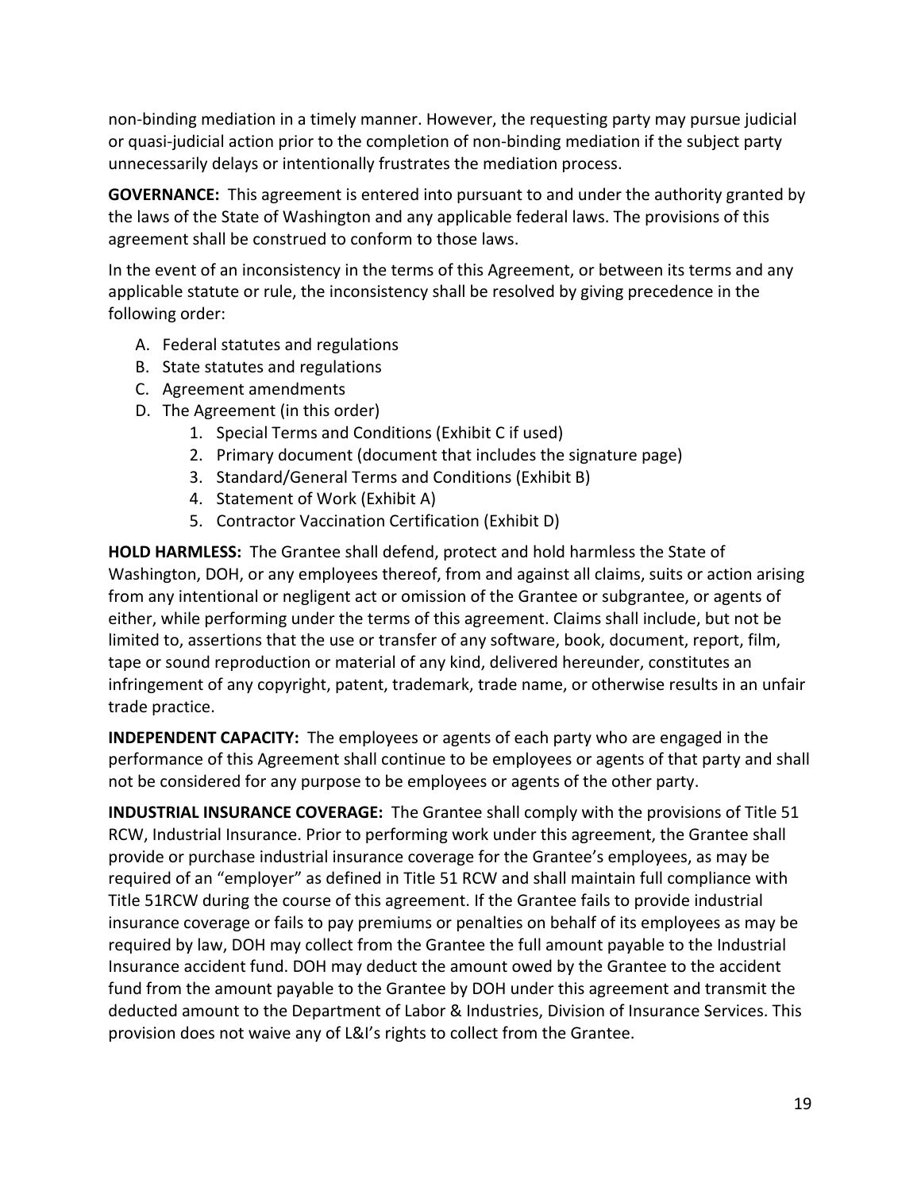non-binding mediation in a timely manner. However, the requesting party may pursue judicial or quasi-judicial action prior to the completion of non-binding mediation if the subject party unnecessarily delays or intentionally frustrates the mediation process.

**GOVERNANCE:** This agreement is entered into pursuant to and under the authority granted by the laws of the State of Washington and any applicable federal laws. The provisions of this agreement shall be construed to conform to those laws.

In the event of an inconsistency in the terms of this Agreement, or between its terms and any applicable statute or rule, the inconsistency shall be resolved by giving precedence in the following order:

A. Federal statutes and regulations
B. State statutes and regulations
C. Agreement amendments
D. The Agreement (in this order)
    1. Special Terms and Conditions (Exhibit C if used)
    2. Primary document (document that includes the signature page)
    3. Standard/General Terms and Conditions (Exhibit B)
    4. Statement of Work (Exhibit A)
    5. Contractor Vaccination Certification (Exhibit D)

**HOLD HARMLESS:** The Grantee shall defend, protect and hold harmless the State of Washington, DOH, or any employees thereof, from and against all claims, suits or action arising from any intentional or negligent act or omission of the Grantee or subgrantee, or agents of either, while performing under the terms of this agreement. Claims shall include, but not be limited to, assertions that the use or transfer of any software, book, document, report, film, tape or sound reproduction or material of any kind, delivered hereunder, constitutes an infringement of any copyright, patent, trademark, trade name, or otherwise results in an unfair trade practice.

**INDEPENDENT CAPACITY:** The employees or agents of each party who are engaged in the performance of this Agreement shall continue to be employees or agents of that party and shall not be considered for any purpose to be employees or agents of the other party.

**INDUSTRIAL INSURANCE COVERAGE:** The Grantee shall comply with the provisions of Title 51 RCW, Industrial Insurance. Prior to performing work under this agreement, the Grantee shall provide or purchase industrial insurance coverage for the Grantee's employees, as may be required of an "employer" as defined in Title 51 RCW and shall maintain full compliance with Title 51RCW during the course of this agreement. If the Grantee fails to provide industrial insurance coverage or fails to pay premiums or penalties on behalf of its employees as may be required by law, DOH may collect from the Grantee the full amount payable to the Industrial Insurance accident fund. DOH may deduct the amount owed by the Grantee to the accident fund from the amount payable to the Grantee by DOH under this agreement and transmit the deducted amount to the Department of Labor & Industries, Division of Insurance Services. This provision does not waive any of L&I's rights to collect from the Grantee.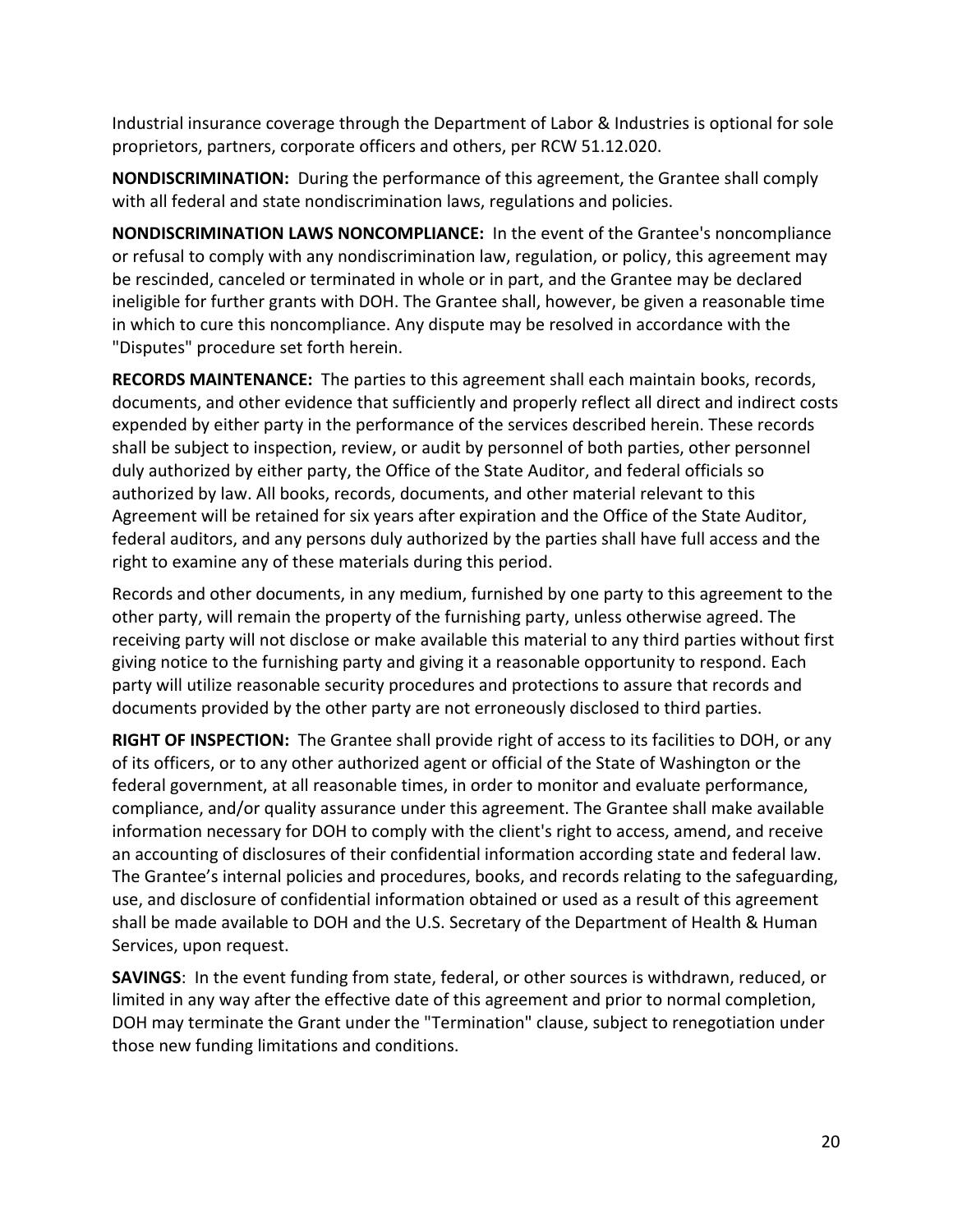Industrial insurance coverage through the Department of Labor & Industries is optional for sole proprietors, partners, corporate officers and others, per RCW 51.12.020.

**NONDISCRIMINATION:** During the performance of this agreement, the Grantee shall comply with all federal and state nondiscrimination laws, regulations and policies.

**NONDISCRIMINATION LAWS NONCOMPLIANCE:** In the event of the Grantee's noncompliance or refusal to comply with any nondiscrimination law, regulation, or policy, this agreement may be rescinded, canceled or terminated in whole or in part, and the Grantee may be declared ineligible for further grants with DOH. The Grantee shall, however, be given a reasonable time in which to cure this noncompliance. Any dispute may be resolved in accordance with the "Disputes" procedure set forth herein.

**RECORDS MAINTENANCE:** The parties to this agreement shall each maintain books, records, documents, and other evidence that sufficiently and properly reflect all direct and indirect costs expended by either party in the performance of the services described herein. These records shall be subject to inspection, review, or audit by personnel of both parties, other personnel duly authorized by either party, the Office of the State Auditor, and federal officials so authorized by law. All books, records, documents, and other material relevant to this Agreement will be retained for six years after expiration and the Office of the State Auditor, federal auditors, and any persons duly authorized by the parties shall have full access and the right to examine any of these materials during this period.

Records and other documents, in any medium, furnished by one party to this agreement to the other party, will remain the property of the furnishing party, unless otherwise agreed. The receiving party will not disclose or make available this material to any third parties without first giving notice to the furnishing party and giving it a reasonable opportunity to respond. Each party will utilize reasonable security procedures and protections to assure that records and documents provided by the other party are not erroneously disclosed to third parties.

**RIGHT OF INSPECTION:** The Grantee shall provide right of access to its facilities to DOH, or any of its officers, or to any other authorized agent or official of the State of Washington or the federal government, at all reasonable times, in order to monitor and evaluate performance, compliance, and/or quality assurance under this agreement. The Grantee shall make available information necessary for DOH to comply with the client's right to access, amend, and receive an accounting of disclosures of their confidential information according state and federal law. The Grantee's internal policies and procedures, books, and records relating to the safeguarding, use, and disclosure of confidential information obtained or used as a result of this agreement shall be made available to DOH and the U.S. Secretary of the Department of Health & Human Services, upon request.

**SAVINGS**: In the event funding from state, federal, or other sources is withdrawn, reduced, or limited in any way after the effective date of this agreement and prior to normal completion, DOH may terminate the Grant under the "Termination" clause, subject to renegotiation under those new funding limitations and conditions.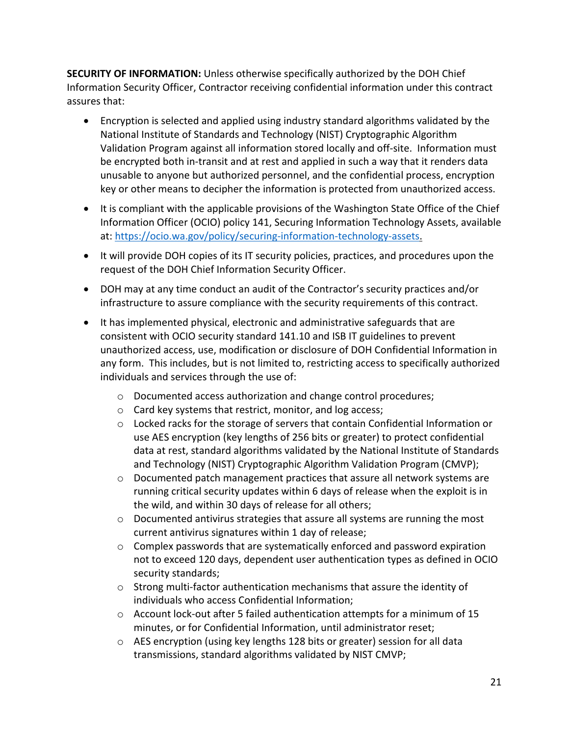**SECURITY OF INFORMATION:** Unless otherwise specifically authorized by the DOH Chief Information Security Officer, Contractor receiving confidential information under this contract assures that:

- Encryption is selected and applied using industry standard algorithms validated by the National Institute of Standards and Technology (NIST) Cryptographic Algorithm Validation Program against all information stored locally and off-site. Information must be encrypted both in-transit and at rest and applied in such a way that it renders data unusable to anyone but authorized personnel, and the confidential process, encryption key or other means to decipher the information is protected from unauthorized access.
- It is compliant with the applicable provisions of the Washington State Office of the Chief Information Officer (OCIO) policy 141, Securing Information Technology Assets, available at: [https://ocio.wa.gov/policy/securing-information-technology-assets](https://ocio.wa.gov/policy/securing-information-technology-assets).
- It will provide DOH copies of its IT security policies, practices, and procedures upon the request of the DOH Chief Information Security Officer.
- DOH may at any time conduct an audit of the Contractor's security practices and/or infrastructure to assure compliance with the security requirements of this contract.
- It has implemented physical, electronic and administrative safeguards that are consistent with OCIO security standard 141.10 and ISB IT guidelines to prevent unauthorized access, use, modification or disclosure of DOH Confidential Information in any form. This includes, but is not limited to, restricting access to specifically authorized individuals and services through the use of:
  - Documented access authorization and change control procedures;
  - Card key systems that restrict, monitor, and log access;
  - Locked racks for the storage of servers that contain Confidential Information or use AES encryption (key lengths of 256 bits or greater) to protect confidential data at rest, standard algorithms validated by the National Institute of Standards and Technology (NIST) Cryptographic Algorithm Validation Program (CMVP);
  - Documented patch management practices that assure all network systems are running critical security updates within 6 days of release when the exploit is in the wild, and within 30 days of release for all others;
  - Documented antivirus strategies that assure all systems are running the most current antivirus signatures within 1 day of release;
  - Complex passwords that are systematically enforced and password expiration not to exceed 120 days, dependent user authentication types as defined in OCIO security standards;
  - Strong multi-factor authentication mechanisms that assure the identity of individuals who access Confidential Information;
  - Account lock-out after 5 failed authentication attempts for a minimum of 15 minutes, or for Confidential Information, until administrator reset;
  - AES encryption (using key lengths 128 bits or greater) session for all data transmissions, standard algorithms validated by NIST CMVP;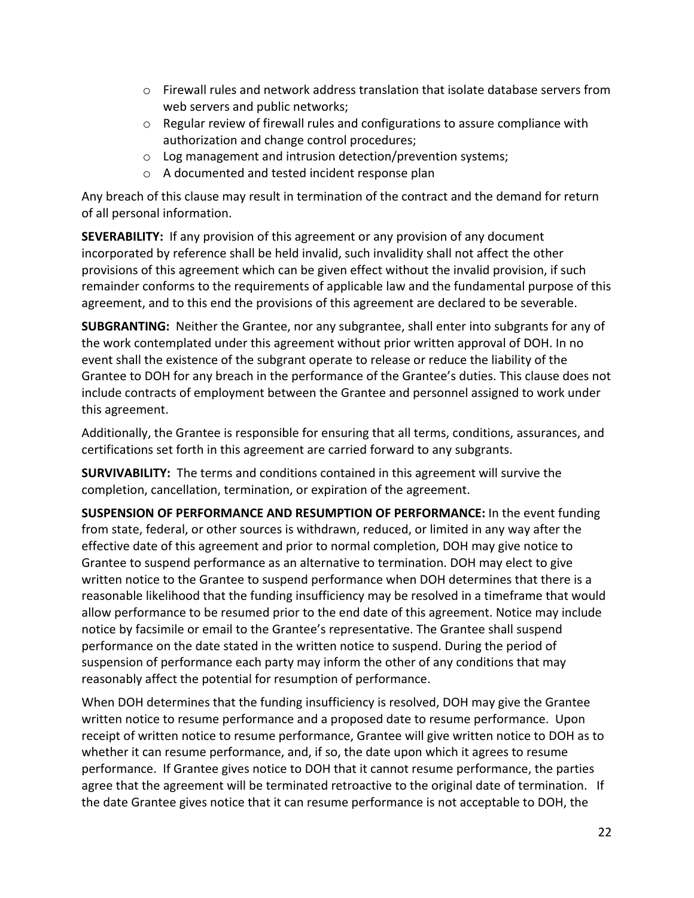- Firewall rules and network address translation that isolate database servers from web servers and public networks;
- Regular review of firewall rules and configurations to assure compliance with authorization and change control procedures;
- Log management and intrusion detection/prevention systems;
- A documented and tested incident response plan

Any breach of this clause may result in termination of the contract and the demand for return of all personal information.

**SEVERABILITY:** If any provision of this agreement or any provision of any document incorporated by reference shall be held invalid, such invalidity shall not affect the other provisions of this agreement which can be given effect without the invalid provision, if such remainder conforms to the requirements of applicable law and the fundamental purpose of this agreement, and to this end the provisions of this agreement are declared to be severable.

**SUBGRANTING:** Neither the Grantee, nor any subgrantee, shall enter into subgrants for any of the work contemplated under this agreement without prior written approval of DOH. In no event shall the existence of the subgrant operate to release or reduce the liability of the Grantee to DOH for any breach in the performance of the Grantee's duties. This clause does not include contracts of employment between the Grantee and personnel assigned to work under this agreement.

Additionally, the Grantee is responsible for ensuring that all terms, conditions, assurances, and certifications set forth in this agreement are carried forward to any subgrants.

**SURVIVABILITY:** The terms and conditions contained in this agreement will survive the completion, cancellation, termination, or expiration of the agreement.

**SUSPENSION OF PERFORMANCE AND RESUMPTION OF PERFORMANCE:** In the event funding from state, federal, or other sources is withdrawn, reduced, or limited in any way after the effective date of this agreement and prior to normal completion, DOH may give notice to Grantee to suspend performance as an alternative to termination. DOH may elect to give written notice to the Grantee to suspend performance when DOH determines that there is a reasonable likelihood that the funding insufficiency may be resolved in a timeframe that would allow performance to be resumed prior to the end date of this agreement. Notice may include notice by facsimile or email to the Grantee's representative. The Grantee shall suspend performance on the date stated in the written notice to suspend. During the period of suspension of performance each party may inform the other of any conditions that may reasonably affect the potential for resumption of performance.

When DOH determines that the funding insufficiency is resolved, DOH may give the Grantee written notice to resume performance and a proposed date to resume performance. Upon receipt of written notice to resume performance, Grantee will give written notice to DOH as to whether it can resume performance, and, if so, the date upon which it agrees to resume performance. If Grantee gives notice to DOH that it cannot resume performance, the parties agree that the agreement will be terminated retroactive to the original date of termination. If the date Grantee gives notice that it can resume performance is not acceptable to DOH, the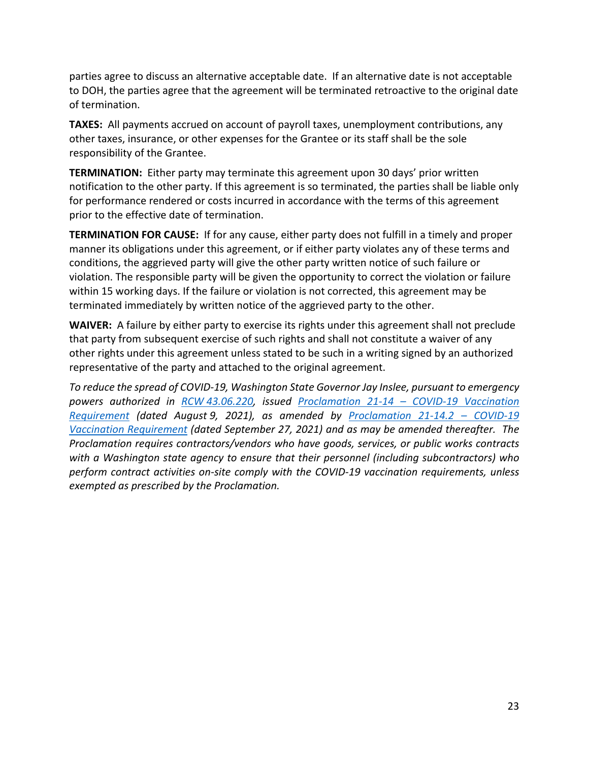parties agree to discuss an alternative acceptable date. If an alternative date is not acceptable to DOH, the parties agree that the agreement will be terminated retroactive to the original date of termination.

**TAXES:** All payments accrued on account of payroll taxes, unemployment contributions, any other taxes, insurance, or other expenses for the Grantee or its staff shall be the sole responsibility of the Grantee.

**TERMINATION:** Either party may terminate this agreement upon 30 days' prior written notification to the other party. If this agreement is so terminated, the parties shall be liable only for performance rendered or costs incurred in accordance with the terms of this agreement prior to the effective date of termination.

**TERMINATION FOR CAUSE:** If for any cause, either party does not fulfill in a timely and proper manner its obligations under this agreement, or if either party violates any of these terms and conditions, the aggrieved party will give the other party written notice of such failure or violation. The responsible party will be given the opportunity to correct the violation or failure within 15 working days. If the failure or violation is not corrected, this agreement may be terminated immediately by written notice of the aggrieved party to the other.

**WAIVER:** A failure by either party to exercise its rights under this agreement shall not preclude that party from subsequent exercise of such rights and shall not constitute a waiver of any other rights under this agreement unless stated to be such in a writing signed by an authorized representative of the party and attached to the original agreement.

*To reduce the spread of COVID-19, Washington State Governor Jay Inslee, pursuant to emergency powers authorized in RCW 43.06.220, issued Proclamation 21-14 – COVID-19 Vaccination Requirement (dated August 9, 2021), as amended by Proclamation 21-14.2 – COVID-19 Vaccination Requirement (dated September 27, 2021) and as may be amended thereafter. The Proclamation requires contractors/vendors who have goods, services, or public works contracts with a Washington state agency to ensure that their personnel (including subcontractors) who perform contract activities on-site comply with the COVID-19 vaccination requirements, unless exempted as prescribed by the Proclamation.*